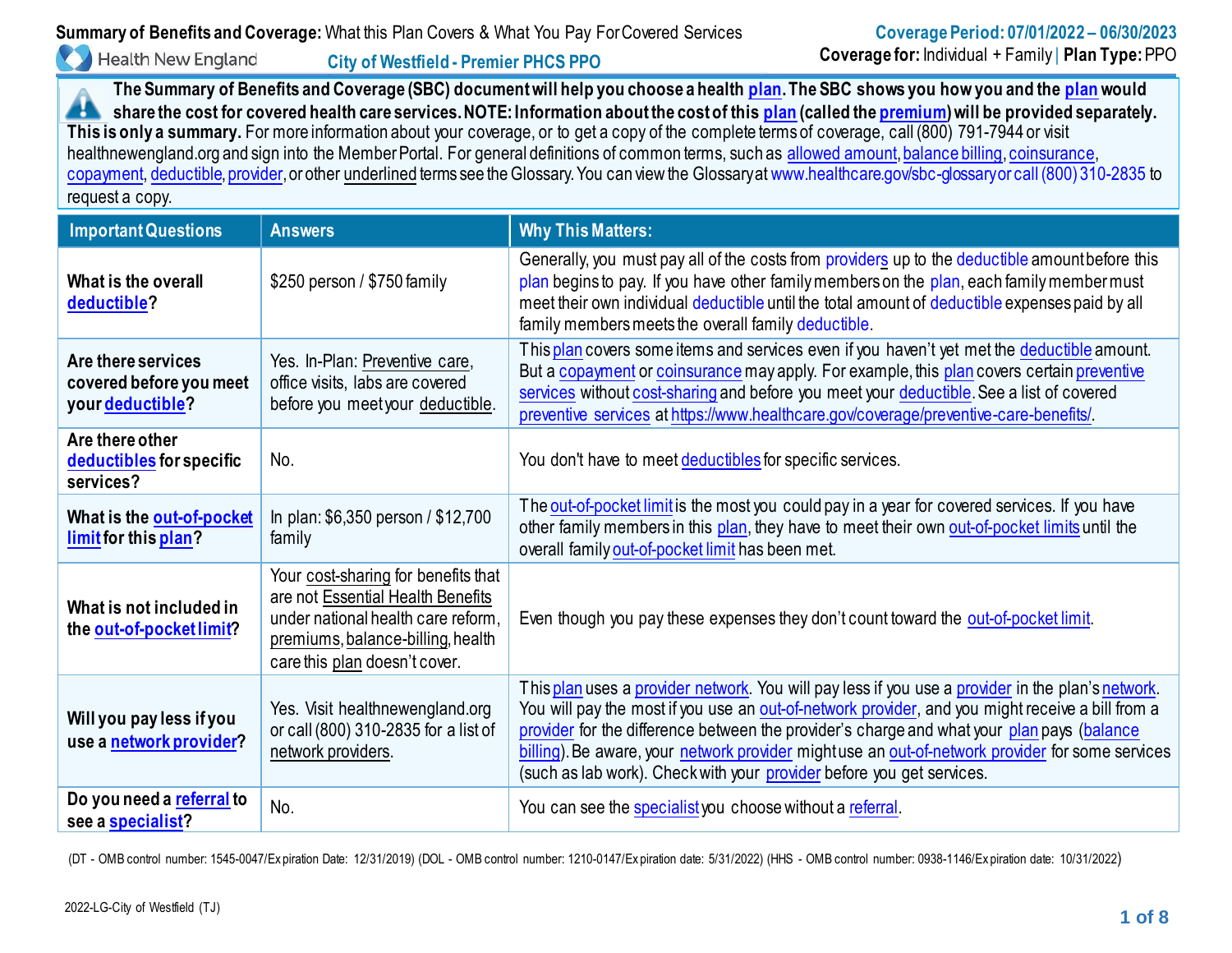**Summary of Benefits and Coverage:** What this Plan Covers & What You Pay For Covered Services

**Coverage Period: 07/01/2022 – 06/30/2023**

Health New England

**City of Westfield - Premier PHCS PPO**

**Coverage for:** Individual + Family | **Plan Type:** PPO

**The Summary of Benefits and Coverage (SBC) document will help you choose a health plan. The SBC shows you how you and the plan would share the cost for covered health care services. NOTE: Information about the cost of this plan (called the premium) will be provided separately. This is only a summary.** For more information about your coverage, or to get a copy of the complete terms of coverage, call (800) 791-7944 or visit healthnewengland.org and sign into the Member Portal. For general definitions of common terms, such as allowed amount, balance billing, coinsurance, copayment, deductible, provider, or other underlined terms see the Glossary. You can view the Glossary at www.healthcare.gov/sbc-glossary or call (800) 310-2835 to request a copy.

| Important Questions | Answers | Why This Matters: |
|---|---|---|
| **What is the overall deductible?** | $250 person / $750 family | Generally, you must pay all of the costs from providers up to the deductible amount before this plan begins to pay. If you have other family members on the plan, each family member must meet their own individual deductible until the total amount of deductible expenses paid by all family members meets the overall family deductible. |
| **Are there services covered before you meet your deductible?** | Yes. In-Plan: Preventive care, office visits, labs are covered before you meet your deductible. | This plan covers some items and services even if you haven't yet met the deductible amount. But a copayment or coinsurance may apply. For example, this plan covers certain preventive services without cost-sharing and before you meet your deductible. See a list of covered preventive services at https://www.healthcare.gov/coverage/preventive-care-benefits/. |
| **Are there other deductibles for specific services?** | No. | You don't have to meet deductibles for specific services. |
| **What is the out-of-pocket limit for this plan?** | In plan: $6,350 person / $12,700 family | The out-of-pocket limit is the most you could pay in a year for covered services. If you have other family members in this plan, they have to meet their own out-of-pocket limits until the overall family out-of-pocket limit has been met. |
| **What is not included in the out-of-pocket limit?** | Your cost-sharing for benefits that are not Essential Health Benefits under national health care reform, premiums, balance-billing, health care this plan doesn't cover. | Even though you pay these expenses they don't count toward the out-of-pocket limit. |
| **Will you pay less if you use a network provider?** | Yes. Visit healthnewengland.org or call (800) 310-2835 for a list of network providers. | This plan uses a provider network. You will pay less if you use a provider in the plan's network. You will pay the most if you use an out-of-network provider, and you might receive a bill from a provider for the difference between the provider's charge and what your plan pays (balance billing). Be aware, your network provider might use an out-of-network provider for some services (such as lab work). Check with your provider before you get services. |
| **Do you need a referral to see a specialist?** | No. | You can see the specialist you choose without a referral. |

(DT - OMB control number: 1545-0047/Expiration Date: 12/31/2019) (DOL - OMB control number: 1210-0147/Expiration date: 5/31/2022) (HHS - OMB control number: 0938-1146/Expiration date: 10/31/2022)

2022-LG-City of Westfield (TJ)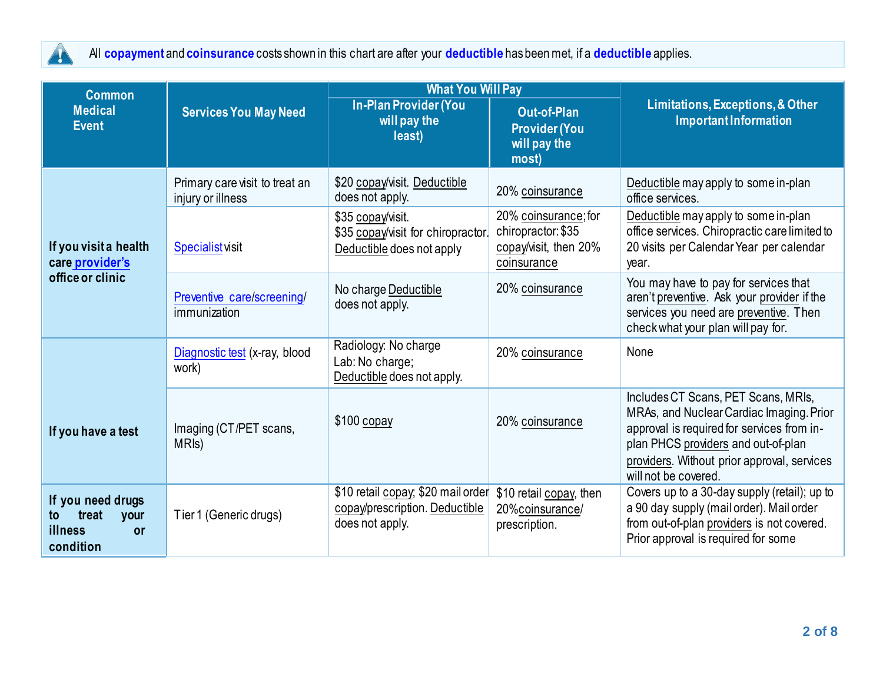All **copayment** and **coinsurance** costs shown in this chart are after your **deductible** has been met, if a **deductible** applies.

| Common Medical Event | Services You May Need | What You Will Pay | | Limitations, Exceptions, & Other Important Information |
|---|---|---|---|---|
| | | In-Plan Provider (You will pay the least) | Out-of-Plan Provider (You will pay the most) | |
| If you visit a health care provider's office or clinic | Primary care visit to treat an injury or illness | $20 copay/visit. Deductible does not apply. | 20% coinsurance | Deductible may apply to some in-plan office services. |
| | Specialist visit | $35 copay/visit. $35 copay/visit for chiropractor. Deductible does not apply | 20% coinsurance; for chiropractor: $35 copay/visit, then 20% coinsurance | Deductible may apply to some in-plan office services. Chiropractic care limited to 20 visits per Calendar Year per calendar year. |
| | Preventive care/screening/ immunization | No charge Deductible does not apply. | 20% coinsurance | You may have to pay for services that aren't preventive. Ask your provider if the services you need are preventive. Then check what your plan will pay for. |
| If you have a test | Diagnostic test (x-ray, blood work) | Radiology: No charge Lab: No charge; Deductible does not apply. | 20% coinsurance | None |
| | Imaging (CT/PET scans, MRIs) | $100 copay | 20% coinsurance | Includes CT Scans, PET Scans, MRIs, MRAs, and Nuclear Cardiac Imaging. Prior approval is required for services from in-plan PHCS providers and out-of-plan providers. Without prior approval, services will not be covered. |
| If you need drugs to treat your illness or condition | Tier 1 (Generic drugs) | $10 retail copay; $20 mail order copay/prescription. Deductible does not apply. | $10 retail copay, then 20% coinsurance/ prescription. | Covers up to a 30-day supply (retail); up to a 90 day supply (mail order). Mail order from out-of-plan providers is not covered. Prior approval is required for some |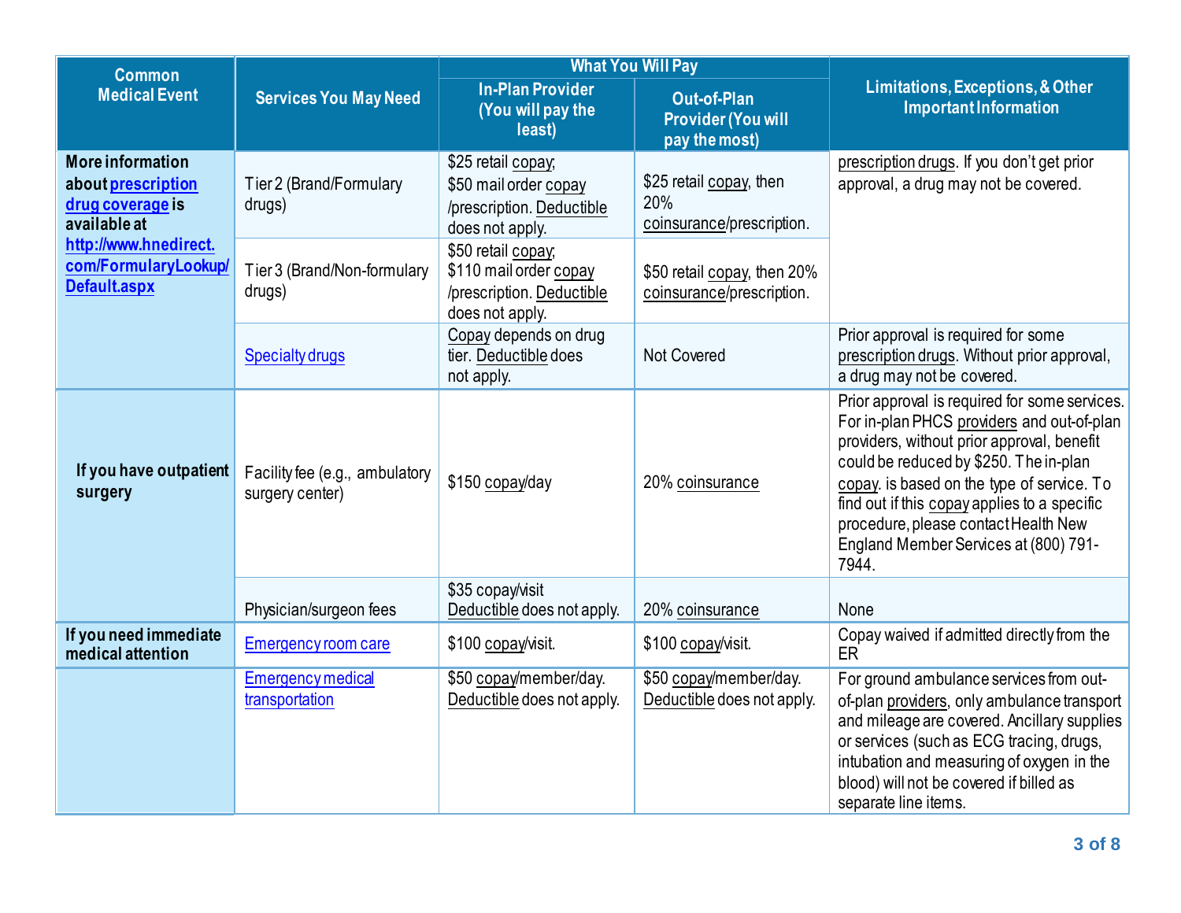| Common Medical Event | Services You May Need | What You Will Pay | | Limitations, Exceptions, & Other Important Information |
|---|---|---|---|---|
| | | In-Plan Provider (You will pay the least) | Out-of-Plan Provider (You will pay the most) | |
| More information about prescription drug coverage is available at http://www.hnedirect.com/FormularyLookup/Default.aspx | Tier 2 (Brand/Formulary drugs) | $25 retail copay; $50 mail order copay /prescription. Deductible does not apply. | $25 retail copay, then 20% coinsurance/prescription. | prescription drugs. If you don't get prior approval, a drug may not be covered. |
| | Tier 3 (Brand/Non-formulary drugs) | $50 retail copay; $110 mail order copay /prescription. Deductible does not apply. | $50 retail copay, then 20% coinsurance/prescription. | |
| | Specialty drugs | Copay depends on drug tier. Deductible does not apply. | Not Covered | Prior approval is required for some prescription drugs. Without prior approval, a drug may not be covered. |
| If you have outpatient surgery | Facility fee (e.g., ambulatory surgery center) | $150 copay/day | 20% coinsurance | Prior approval is required for some services. For in-plan PHCS providers and out-of-plan providers, without prior approval, benefit could be reduced by $250. The in-plan copay. is based on the type of service. To find out if this copay applies to a specific procedure, please contact Health New England Member Services at (800) 791-7944. |
| | Physician/surgeon fees | $35 copay/visit Deductible does not apply. | 20% coinsurance | None |
| If you need immediate medical attention | Emergency room care | $100 copay/visit. | $100 copay/visit. | Copay waived if admitted directly from the ER |
| | Emergency medical transportation | $50 copay/member/day. Deductible does not apply. | $50 copay/member/day. Deductible does not apply. | For ground ambulance services from out-of-plan providers, only ambulance transport and mileage are covered. Ancillary supplies or services (such as ECG tracing, drugs, intubation and measuring of oxygen in the blood) will not be covered if billed as separate line items. |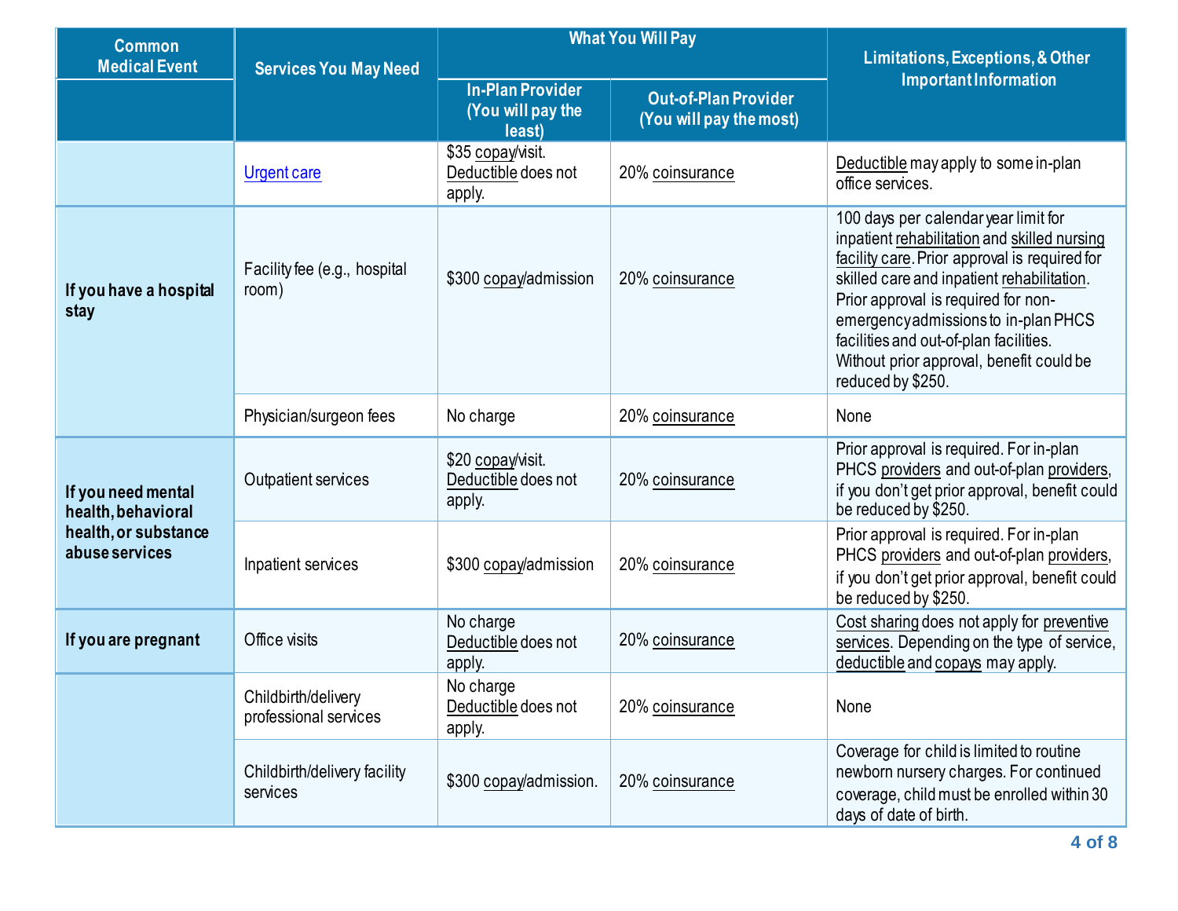| Common Medical Event | Services You May Need | What You Will Pay | | Limitations, Exceptions, & Other Important Information |
|---|---|---|---|---|
| | | In-Plan Provider (You will pay the least) | Out-of-Plan Provider (You will pay the most) | |
| | Urgent care | $35 copay/visit. Deductible does not apply. | 20% coinsurance | Deductible may apply to some in-plan office services. |
| If you have a hospital stay | Facility fee (e.g., hospital room) | $300 copay/admission | 20% coinsurance | 100 days per calendar year limit for inpatient rehabilitation and skilled nursing facility care. Prior approval is required for skilled care and inpatient rehabilitation. Prior approval is required for non-emergency admissions to in-plan PHCS facilities and out-of-plan facilities. Without prior approval, benefit could be reduced by $250. |
| | Physician/surgeon fees | No charge | 20% coinsurance | None |
| If you need mental health, behavioral health, or substance abuse services | Outpatient services | $20 copay/visit. Deductible does not apply. | 20% coinsurance | Prior approval is required. For in-plan PHCS providers and out-of-plan providers, if you don't get prior approval, benefit could be reduced by $250. |
| | Inpatient services | $300 copay/admission | 20% coinsurance | Prior approval is required. For in-plan PHCS providers and out-of-plan providers, if you don't get prior approval, benefit could be reduced by $250. |
| If you are pregnant | Office visits | No charge Deductible does not apply. | 20% coinsurance | Cost sharing does not apply for preventive services. Depending on the type of service, deductible and copays may apply. |
| | Childbirth/delivery professional services | No charge Deductible does not apply. | 20% coinsurance | None |
| | Childbirth/delivery facility services | $300 copay/admission. | 20% coinsurance | Coverage for child is limited to routine newborn nursery charges. For continued coverage, child must be enrolled within 30 days of date of birth. |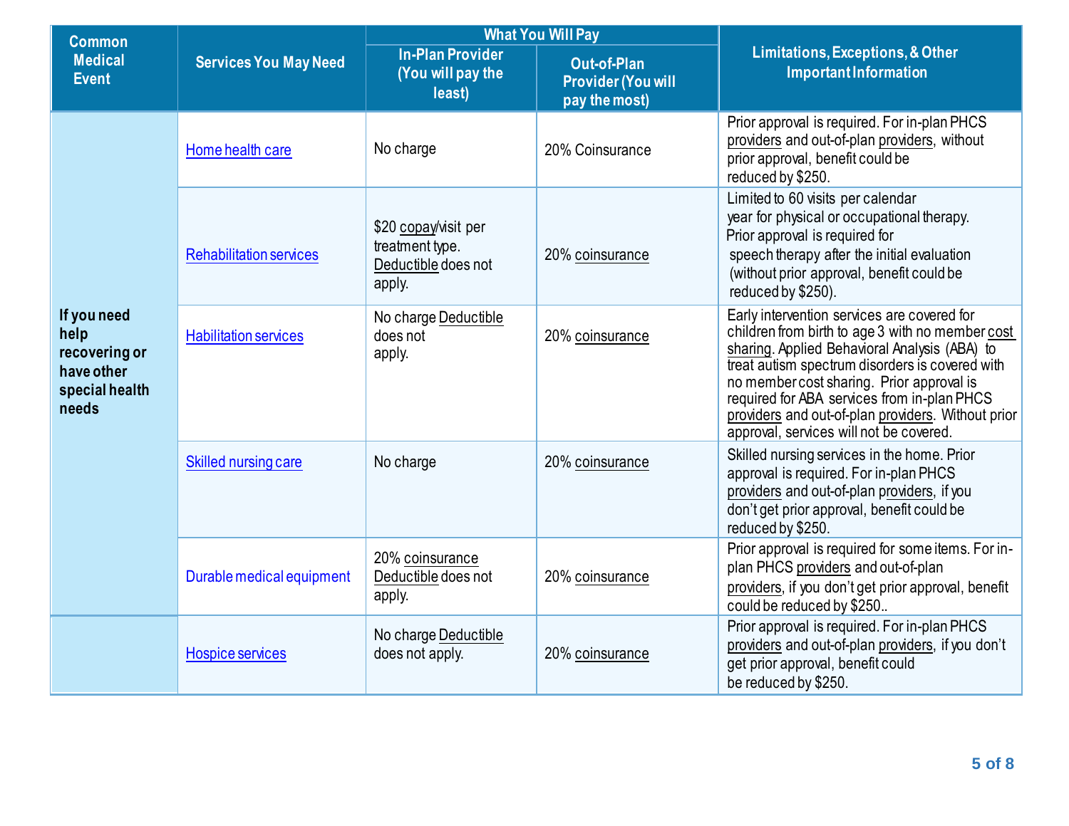| Common Medical Event | Services You May Need | What You Will Pay | | Limitations, Exceptions, & Other Important Information |
|---|---|---|---|---|
| | | In-Plan Provider (You will pay the least) | Out-of-Plan Provider (You will pay the most) | |
| If you need help recovering or have other special health needs | Home health care | No charge | 20% Coinsurance | Prior approval is required. For in-plan PHCS providers and out-of-plan providers, without prior approval, benefit could be reduced by $250. |
| | Rehabilitation services | $20 copay/visit per treatment type. Deductible does not apply. | 20% coinsurance | Limited to 60 visits per calendar year for physical or occupational therapy. Prior approval is required for speech therapy after the initial evaluation (without prior approval, benefit could be reduced by $250). |
| | Habilitation services | No charge Deductible does not apply. | 20% coinsurance | Early intervention services are covered for children from birth to age 3 with no member cost sharing. Applied Behavioral Analysis (ABA) to treat autism spectrum disorders is covered with no member cost sharing. Prior approval is required for ABA services from in-plan PHCS providers and out-of-plan providers. Without prior approval, services will not be covered. |
| | Skilled nursing care | No charge | 20% coinsurance | Skilled nursing services in the home. Prior approval is required. For in-plan PHCS providers and out-of-plan providers, if you don't get prior approval, benefit could be reduced by $250. |
| | Durable medical equipment | 20% coinsurance Deductible does not apply. | 20% coinsurance | Prior approval is required for some items. For in-plan PHCS providers and out-of-plan providers, if you don't get prior approval, benefit could be reduced by $250.. |
| | Hospice services | No charge Deductible does not apply. | 20% coinsurance | Prior approval is required. For in-plan PHCS providers and out-of-plan providers, if you don't get prior approval, benefit could be reduced by $250. |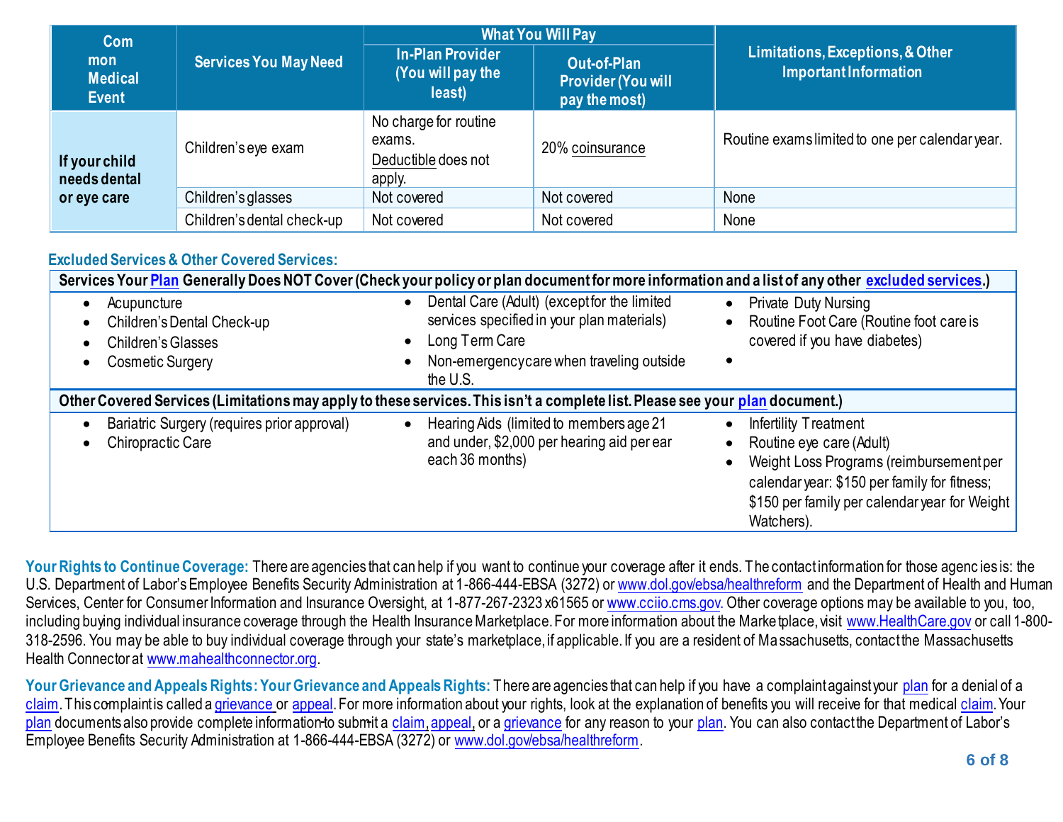| Common Medical Event | Services You May Need | What You Will Pay | | Limitations, Exceptions, & Other Important Information |
|---|---|---|---|---|
| | | In-Plan Provider (You will pay the least) | Out-of-Plan Provider (You will pay the most) | |
| If your child needs dental or eye care | Children's eye exam | No charge for routine exams. Deductible does not apply. | 20% coinsurance | Routine exams limited to one per calendar year. |
| | Children's glasses | Not covered | Not covered | None |
| | Children's dental check-up | Not covered | Not covered | None |

## Excluded Services & Other Covered Services:

**Services Your Plan Generally Does NOT Cover (Check your policy or plan document for more information and a list of any other excluded services.)**

- Acupuncture
- Children's Dental Check-up
- Children's Glasses
- Cosmetic Surgery
- Dental Care (Adult) (except for the limited services specified in your plan materials)
- Long Term Care
- Non-emergency care when traveling outside the U.S.
- Private Duty Nursing
- Routine Foot Care (Routine foot care is covered if you have diabetes)

**Other Covered Services (Limitations may apply to these services. This isn't a complete list. Please see your plan document.)**

- Bariatric Surgery (requires prior approval)
- Chiropractic Care
- Hearing Aids (limited to members age 21 and under, $2,000 per hearing aid per ear each 36 months)
- Infertility Treatment
- Routine eye care (Adult)
- Weight Loss Programs (reimbursement per calendar year: $150 per family for fitness; $150 per family per calendar year for Weight Watchers).

**Your Rights to Continue Coverage:** There are agencies that can help if you want to continue your coverage after it ends. The contact information for those agencies is: the U.S. Department of Labor's Employee Benefits Security Administration at 1-866-444-EBSA (3272) or www.dol.gov/ebsa/healthreform and the Department of Health and Human Services, Center for Consumer Information and Insurance Oversight, at 1-877-267-2323 x61565 or www.cciio.cms.gov. Other coverage options may be available to you, too, including buying individual insurance coverage through the Health Insurance Marketplace. For more information about the Marketplace, visit www.HealthCare.gov or call 1-800-318-2596. You may be able to buy individual coverage through your state's marketplace, if applicable. If you are a resident of Massachusetts, contact the Massachusetts Health Connector at www.mahealthconnector.org.

**Your Grievance and Appeals Rights: Your Grievance and Appeals Rights:** There are agencies that can help if you have a complaint against your plan for a denial of a claim. This complaint is called a grievance or appeal. For more information about your rights, look at the explanation of benefits you will receive for that medical claim. Your plan documents also provide complete information to submit a claim, appeal, or a grievance for any reason to your plan. You can also contact the Department of Labor's Employee Benefits Security Administration at 1-866-444-EBSA (3272) or www.dol.gov/ebsa/healthreform.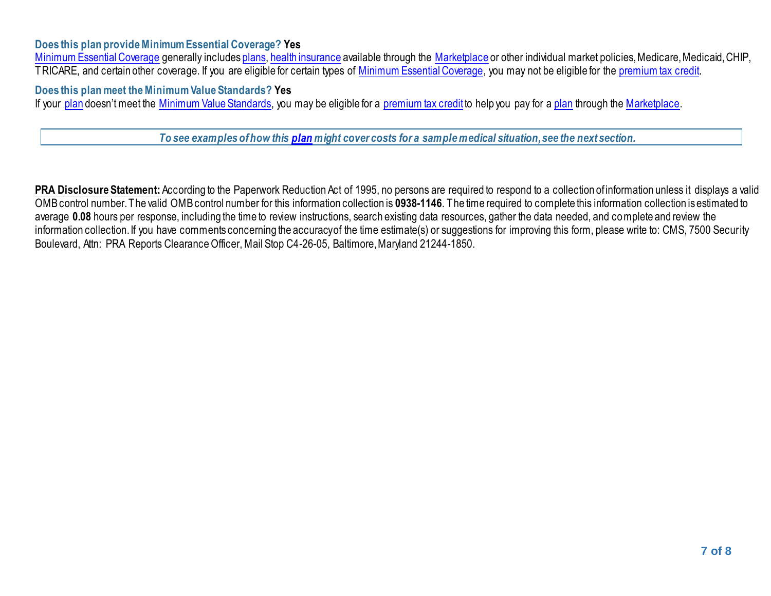**Does this plan provide Minimum Essential Coverage? Yes**

Minimum Essential Coverage generally includes plans, health insurance available through the Marketplace or other individual market policies, Medicare, Medicaid, CHIP, TRICARE, and certain other coverage. If you are eligible for certain types of Minimum Essential Coverage, you may not be eligible for the premium tax credit.

**Does this plan meet the Minimum Value Standards? Yes**

If your plan doesn't meet the Minimum Value Standards, you may be eligible for a premium tax credit to help you pay for a plan through the Marketplace.

***To see examples of how this plan might cover costs for a sample medical situation, see the next section.***

**PRA Disclosure Statement:** According to the Paperwork Reduction Act of 1995, no persons are required to respond to a collection of information unless it displays a valid OMB control number. The valid OMB control number for this information collection is **0938-1146**. The time required to complete this information collection is estimated to average **0.08** hours per response, including the time to review instructions, search existing data resources, gather the data needed, and complete and review the information collection. If you have comments concerning the accuracy of the time estimate(s) or suggestions for improving this form, please write to: CMS, 7500 Security Boulevard, Attn: PRA Reports Clearance Officer, Mail Stop C4-26-05, Baltimore, Maryland 21244-1850.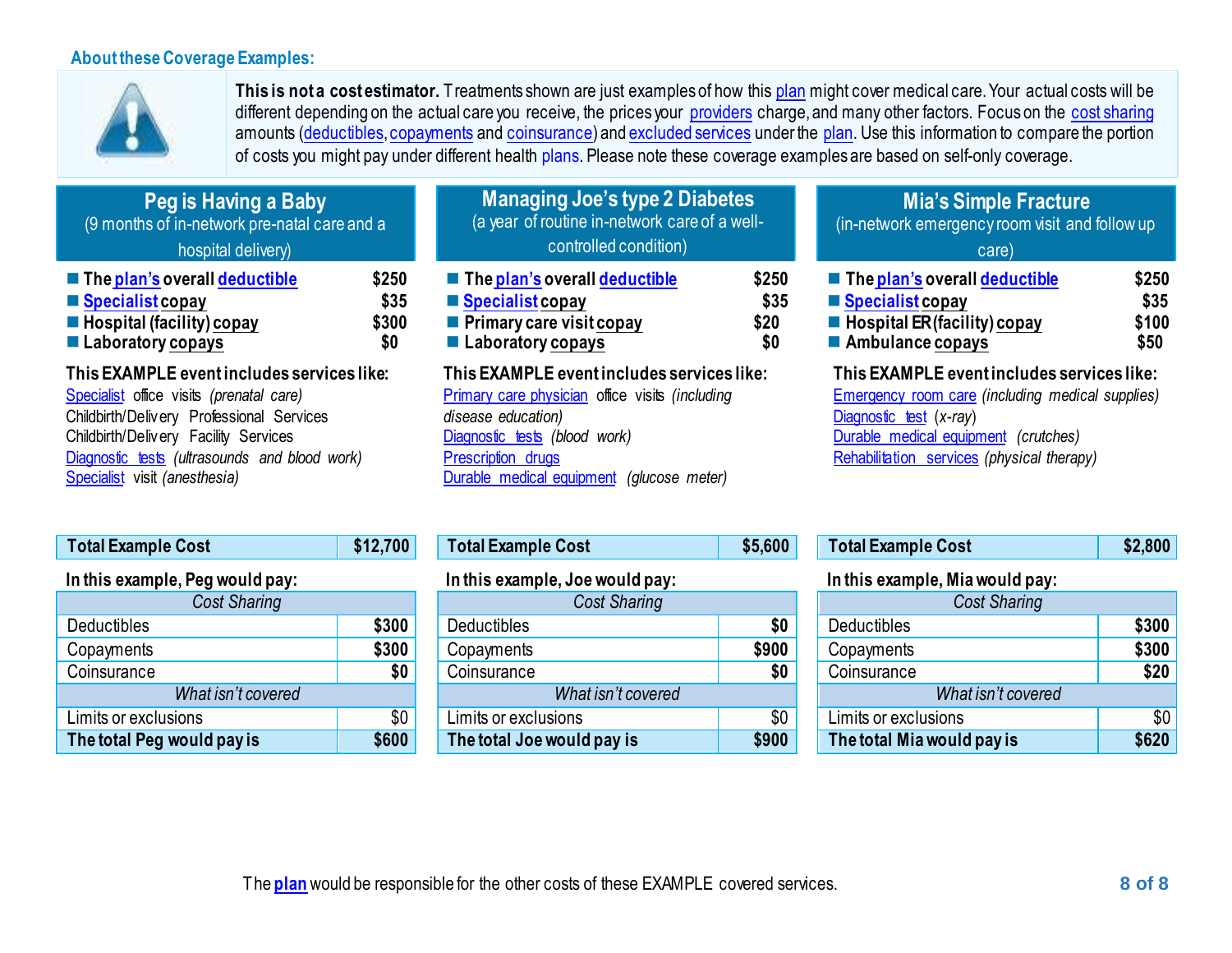## About these Coverage Examples:

**This is not a cost estimator.** Treatments shown are just examples of how this plan might cover medical care. Your actual costs will be different depending on the actual care you receive, the prices your providers charge, and many other factors. Focus on the cost sharing amounts (deductibles, copayments and coinsurance) and excluded services under the plan. Use this information to compare the portion of costs you might pay under different health plans. Please note these coverage examples are based on self-only coverage.

### Peg is Having a Baby

(9 months of in-network pre-natal care and a hospital delivery)

- **The plan's overall deductible** — $250
- **Specialist copay** — $35
- **Hospital (facility) copay** — $300
- **Laboratory copays** — $0

**This EXAMPLE event includes services like:**

Specialist office visits *(prenatal care)*
Childbirth/Delivery Professional Services
Childbirth/Delivery Facility Services
Diagnostic tests *(ultrasounds and blood work)*
Specialist visit *(anesthesia)*

| **Total Example Cost** | **$12,700** |
|---|---|

**In this example, Peg would pay:**

| *Cost Sharing* | |
|---|---|
| Deductibles | **$300** |
| Copayments | **$300** |
| Coinsurance | **$0** |
| *What isn't covered* | |
| Limits or exclusions | $0 |
| **The total Peg would pay is** | **$600** |

### Managing Joe's type 2 Diabetes

(a year of routine in-network care of a well-controlled condition)

- **The plan's overall deductible** — $250
- **Specialist copay** — $35
- **Primary care visit copay** — $20
- **Laboratory copays** — $0

**This EXAMPLE event includes services like:**

Primary care physician office visits *(including disease education)*
Diagnostic tests *(blood work)*
Prescription drugs
Durable medical equipment *(glucose meter)*

| **Total Example Cost** | **$5,600** |
|---|---|

**In this example, Joe would pay:**

| *Cost Sharing* | |
|---|---|
| Deductibles | **$0** |
| Copayments | **$900** |
| Coinsurance | **$0** |
| *What isn't covered* | |
| Limits or exclusions | $0 |
| **The total Joe would pay is** | **$900** |

### Mia's Simple Fracture

(in-network emergency room visit and follow up care)

- **The plan's overall deductible** — $250
- **Specialist copay** — $35
- **Hospital ER (facility) copay** — $100
- **Ambulance copays** — $50

**This EXAMPLE event includes services like:**

Emergency room care *(including medical supplies)*
Diagnostic test *(x-ray)*
Durable medical equipment *(crutches)*
Rehabilitation services *(physical therapy)*

| **Total Example Cost** | **$2,800** |
|---|---|

**In this example, Mia would pay:**

| *Cost Sharing* | |
|---|---|
| Deductibles | **$300** |
| Copayments | **$300** |
| Coinsurance | **$20** |
| *What isn't covered* | |
| Limits or exclusions | $0 |
| **The total Mia would pay is** | **$620** |

The **plan** would be responsible for the other costs of these EXAMPLE covered services.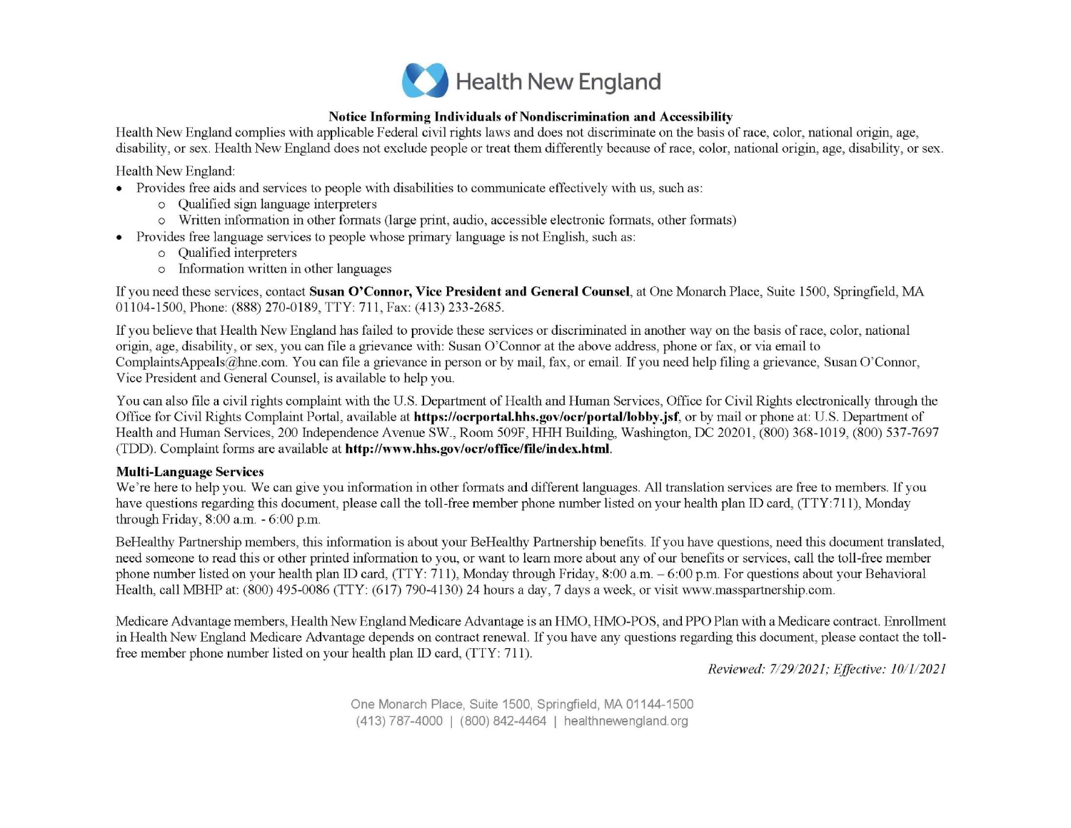Health New England

## Notice Informing Individuals of Nondiscrimination and Accessibility

Health New England complies with applicable Federal civil rights laws and does not discriminate on the basis of race, color, national origin, age, disability, or sex. Health New England does not exclude people or treat them differently because of race, color, national origin, age, disability, or sex.

Health New England:

- Provides free aids and services to people with disabilities to communicate effectively with us, such as:
  - Qualified sign language interpreters
  - Written information in other formats (large print, audio, accessible electronic formats, other formats)
- Provides free language services to people whose primary language is not English, such as:
  - Qualified interpreters
  - Information written in other languages

If you need these services, contact **Susan O'Connor, Vice President and General Counsel**, at One Monarch Place, Suite 1500, Springfield, MA 01104-1500, Phone: (888) 270-0189, TTY: 711, Fax: (413) 233-2685.

If you believe that Health New England has failed to provide these services or discriminated in another way on the basis of race, color, national origin, age, disability, or sex, you can file a grievance with: Susan O'Connor at the above address, phone or fax, or via email to ComplaintsAppeals@hne.com. You can file a grievance in person or by mail, fax, or email. If you need help filing a grievance, Susan O'Connor, Vice President and General Counsel, is available to help you.

You can also file a civil rights complaint with the U.S. Department of Health and Human Services, Office for Civil Rights electronically through the Office for Civil Rights Complaint Portal, available at **https://ocrportal.hhs.gov/ocr/portal/lobby.jsf**, or by mail or phone at: U.S. Department of Health and Human Services, 200 Independence Avenue SW., Room 509F, HHH Building, Washington, DC 20201, (800) 368-1019, (800) 537-7697 (TDD). Complaint forms are available at **http://www.hhs.gov/ocr/office/file/index.html**.

**Multi-Language Services**

We're here to help you. We can give you information in other formats and different languages. All translation services are free to members. If you have questions regarding this document, please call the toll-free member phone number listed on your health plan ID card, (TTY:711), Monday through Friday, 8:00 a.m. - 6:00 p.m.

BeHealthy Partnership members, this information is about your BeHealthy Partnership benefits. If you have questions, need this document translated, need someone to read this or other printed information to you, or want to learn more about any of our benefits or services, call the toll-free member phone number listed on your health plan ID card, (TTY: 711), Monday through Friday, 8:00 a.m. – 6:00 p.m. For questions about your Behavioral Health, call MBHP at: (800) 495-0086 (TTY: (617) 790-4130) 24 hours a day, 7 days a week, or visit www.masspartnership.com.

Medicare Advantage members, Health New England Medicare Advantage is an HMO, HMO-POS, and PPO Plan with a Medicare contract. Enrollment in Health New England Medicare Advantage depends on contract renewal. If you have any questions regarding this document, please contact the toll-free member phone number listed on your health plan ID card, (TTY: 711).

*Reviewed: 7/29/2021; Effective: 10/1/2021*

One Monarch Place, Suite 1500, Springfield, MA 01144-1500
(413) 787-4000 | (800) 842-4464 | healthnewengland.org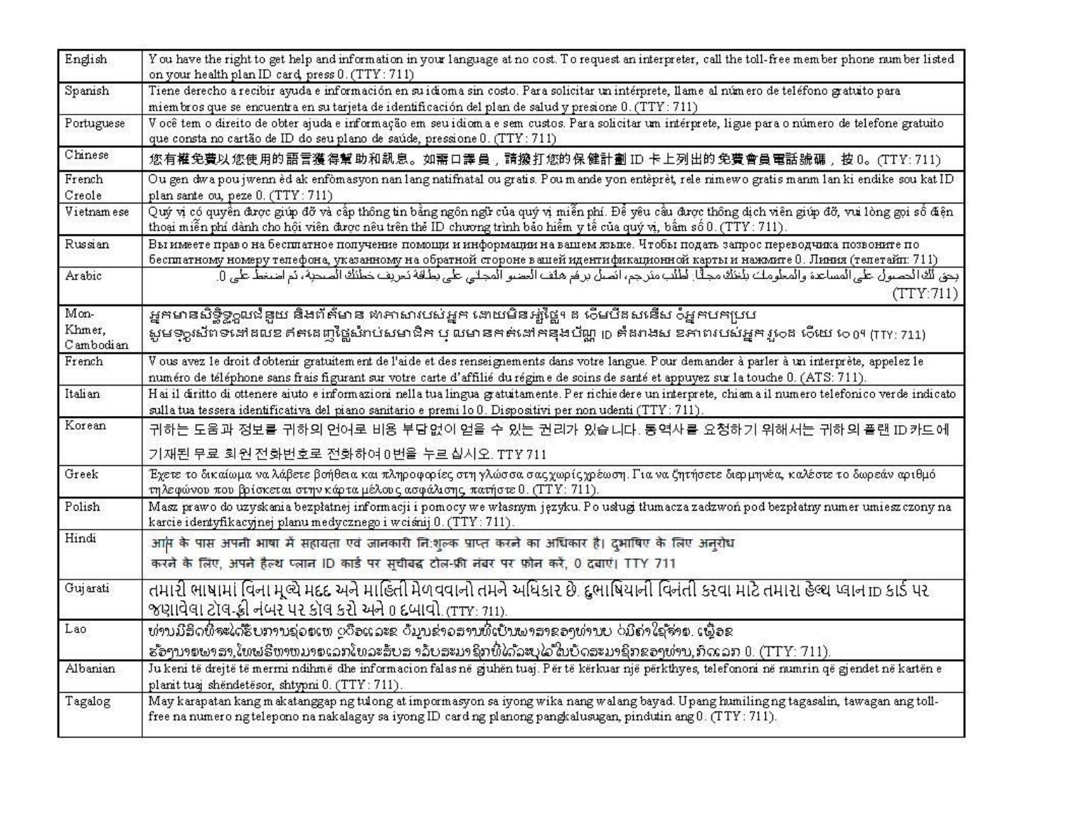| | |
|---|---|
| English | You have the right to get help and information in your language at no cost. To request an interpreter, call the toll-free member phone number listed on your health plan ID card, press 0. (TTY: 711) |
| Spanish | Tiene derecho a recibir ayuda e información en su idioma sin costo. Para solicitar un intérprete, llame al número de teléfono gratuito para miembros que se encuentra en su tarjeta de identificación del plan de salud y presione 0. (TTY: 711) |
| Portuguese | Você tem o direito de obter ajuda e informação em seu idioma e sem custos. Para solicitar um intérprete, ligue para o número de telefone gratuito que consta no cartão de ID do seu plano de saúde, pressione 0. (TTY: 711) |
| Chinese | 您有權免費以您使用的語言獲得幫助和訊息。如需口譯員，請撥打您的保健計劃 ID 卡上列出的免費會員電話號碼，按 0。(TTY: 711) |
| French Creole | Ou gen dwa pou jwenn èd ak enfòmasyon nan lang natifnatal ou gratis. Pou mande yon entèprèt, rele nimewo gratis manm lan ki endike sou kat ID plan sante ou, peze 0. (TTY: 711) |
| Vietnamese | Quý vị có quyền được giúp đỡ và cấp thông tin bằng ngôn ngữ của quý vị miễn phí. Để yêu cầu được thông dịch viên giúp đỡ, vui lòng gọi số điện thoại miễn phí dành cho hội viên được nêu trên thẻ ID chương trình bảo hiểm y tế của quý vị, bấm số 0. (TTY: 711). |
| Russian | Вы имеете право на бесплатное получение помощи и информации на вашем языке. Чтобы подать запрос переводчика позвоните по бесплатному номеру телефона, указанному на обратной стороне вашей идентификационной карты и нажмите 0. Линия (телетайп: 711) |
| Arabic | يحق لك الحصول على المساعدة والمعلومات بلغتك مجانًا. لطلب مترجم، اتصل برقم هاتف العضو المجاني على بطاقة تعريف خطتك الصحية، ثم اضغط على 0. (TTY:711) |
| Mon-Khmer, Cambodian | អ្នកមានសិទ្ធិទទួលជំនួយ និងព័ត៌មាន ជាភាសារបស់អ្នក ដោយមិនអស់ថ្លៃ។ ដើម្បីស្នើសុំអ្នកបកប្រែ សូមទូរស័ព្ទទៅលេខឥតគិតថ្លៃសំរាប់សមាជិក ដែលមានកត់នៅក្នុងប័ណ្ណ ID គំរោងសុខភាពរបស់អ្នក រួចហើយចុច ០។ (TTY: 711) |
| French | Vous avez le droit d'obtenir gratuitement de l'aide et des renseignements dans votre langue. Pour demander à parler à un interprète, appelez le numéro de téléphone sans frais figurant sur votre carte d'affilié du régime de soins de santé et appuyez sur la touche 0. (ATS: 711). |
| Italian | Hai il diritto di ottenere aiuto e informazioni nella tua lingua gratuitamente. Per richiedere un interprete, chiama il numero telefonico verde indicato sulla tua tessera identificativa del piano sanitario e premi lo 0. Dispositivi per non udenti (TTY: 711). |
| Korean | 귀하는 도움과 정보를 귀하의 언어로 비용 부담없이 얻을 수 있는 권리가 있습니다. 통역사를 요청하기 위해서는 귀하의 플랜 ID 카드에 기재된 무료 회원 전화번호로 전화하여 0번을 누르십시오. TTY 711 |
| Greek | Έχετε το δικαίωμα να λάβετε βοήθεια και πληροφορίες στη γλώσσα σας χωρίς χρέωση. Για να ζητήσετε διερμηνέα, καλέστε το δωρεάν αριθμό τηλεφώνου που βρίσκεται στην κάρτα μέλους ασφάλισης, πατήστε 0. (TTY: 711). |
| Polish | Masz prawo do uzyskania bezpłatnej informacji i pomocy we własnym języku. Po usługi tłumacza zadzwoń pod bezpłatny numer umieszczony na karcie identyfikacyjnej planu medycznego i wciśnij 0. (TTY: 711). |
| Hindi | आप के पास अपनी भाषा में सहायता एवं जानकारी नि:शुल्क प्राप्त करने का अधिकार है। दुभाषिए के लिए अनुरोध करने के लिए, अपने हैल्थ प्लान ID कार्ड पर सूचीबद्ध टोल-फ्री नंबर पर फोन करें, 0 दबाएं। TTY 711 |
| Gujarati | તમારી ભાષામાં વિના મૂલ્યે મદદ અને માહિતી મેળવવાનો તમને અધિકાર છે. દુભાષિયાની વિનંતી કરવા માટે તમારા હેલ્થ પ્લાન ID કાર્ડ પર જણાવેલા ટોલ-ફ્રી નંબર પર કોલ કરો અને 0 દબાવો. (TTY: 711). |
| Lao | ທ່ານມີສິດທີ່ຈະໄດ້ຮັບການຊ່ວຍເຫຼືອແລະຂໍ້ມູນຂ່າວສານທີ່ເປັນພາສາຂອງທ່ານ ບໍ່ມີຄ່າໃຊ້ຈ່າຍ. ເພື່ອຂໍຮ້ອງນາຍພາສາ, ໃຫ້ໂທຫາໝາຍເລກໂທລະສັບສຳລັບສະມາຊິກທີ່ໄດ້ລະບຸໄວ້ໃນບັດສະມາຊິກຂອງທ່ານ, ກົດເລກ 0. (TTY: 711). |
| Albanian | Ju keni të drejtë të merrni ndihmë dhe informacion falas në gjuhën tuaj. Për të kërkuar një përkthyes, telefononi në numrin që gjendet në kartën e planit tuaj shëndetësor, shtypni 0. (TTY: 711). |
| Tagalog | May karapatan kang makatanggap ng tulong at impormasyon sa iyong wika nang walang bayad. Upang humiling ng tagasalin, tawagan ang toll-free na numero ng telepono na nakalagay sa iyong ID card ng planong pangkalusugan, pindutin ang 0. (TTY: 711). |